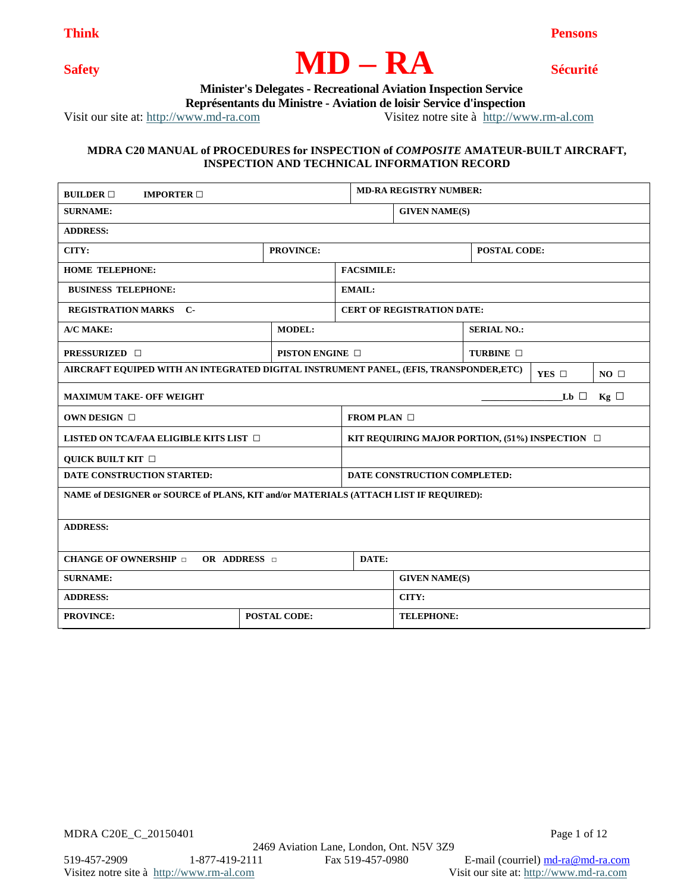Think | Pensons

Safety | Sécurité

# MD – RA

**Minister's Delegates - Recreational Aviation Inspection Service**
**Représentants du Ministre - Aviation de loisir Service d'inspection**

Visit our site at: http://www.md-ra.com Visitez notre site à http://www.rm-al.com

## MDRA C20 MANUAL of PROCEDURES for INSPECTION of *COMPOSITE* AMATEUR-BUILT AIRCRAFT, INSPECTION AND TECHNICAL INFORMATION RECORD

| | | | |
|---|---|---|---|
| **BUILDER ☐ IMPORTER ☐** | | **MD-RA REGISTRY NUMBER:** | |
| **SURNAME:** | | **GIVEN NAME(S)** | |
| **ADDRESS:** | | | |
| **CITY:** | **PROVINCE:** | | **POSTAL CODE:** |
| **HOME TELEPHONE:** | | **FACSIMILE:** | |
| **BUSINESS TELEPHONE:** | | **EMAIL:** | |
| **REGISTRATION MARKS C-** | | **CERT OF REGISTRATION DATE:** | |
| **A/C MAKE:** | **MODEL:** | | **SERIAL NO.:** |
| **PRESSURIZED ☐** | **PISTON ENGINE ☐** | | **TURBINE ☐** |
| **AIRCRAFT EQUIPED WITH AN INTEGRATED DIGITAL INSTRUMENT PANEL, (EFIS, TRANSPONDER,ETC)** | | **YES ☐** | **NO ☐** |
| **MAXIMUM TAKE- OFF WEIGHT** | | | ________________**Lb ☐ Kg ☐** |
| **OWN DESIGN ☐** | | **FROM PLAN ☐** | |
| **LISTED ON TCA/FAA ELIGIBLE KITS LIST ☐** | | **KIT REQUIRING MAJOR PORTION, (51%) INSPECTION ☐** | |
| **QUICK BUILT KIT ☐** | | | |
| **DATE CONSTRUCTION STARTED:** | | **DATE CONSTRUCTION COMPLETED:** | |
| **NAME of DESIGNER or SOURCE of PLANS, KIT and/or MATERIALS (ATTACH LIST IF REQUIRED):** | | | |
| **ADDRESS:** | | | |
| **CHANGE OF OWNERSHIP ☐ OR ADDRESS ☐** | | **DATE:** | |
| **SURNAME:** | | **GIVEN NAME(S)** | |
| **ADDRESS:** | | **CITY:** | |
| **PROVINCE:** | **POSTAL CODE:** | **TELEPHONE:** | |

MDRA C20E_C_20150401

2469 Aviation Lane, London, Ont. N5V 3Z9

519-457-2909 1-877-419-2111 Fax 519-457-0980 E-mail (courriel) md-ra@md-ra.com

Visitez notre site à http://www.rm-al.com Visit our site at: http://www.md-ra.com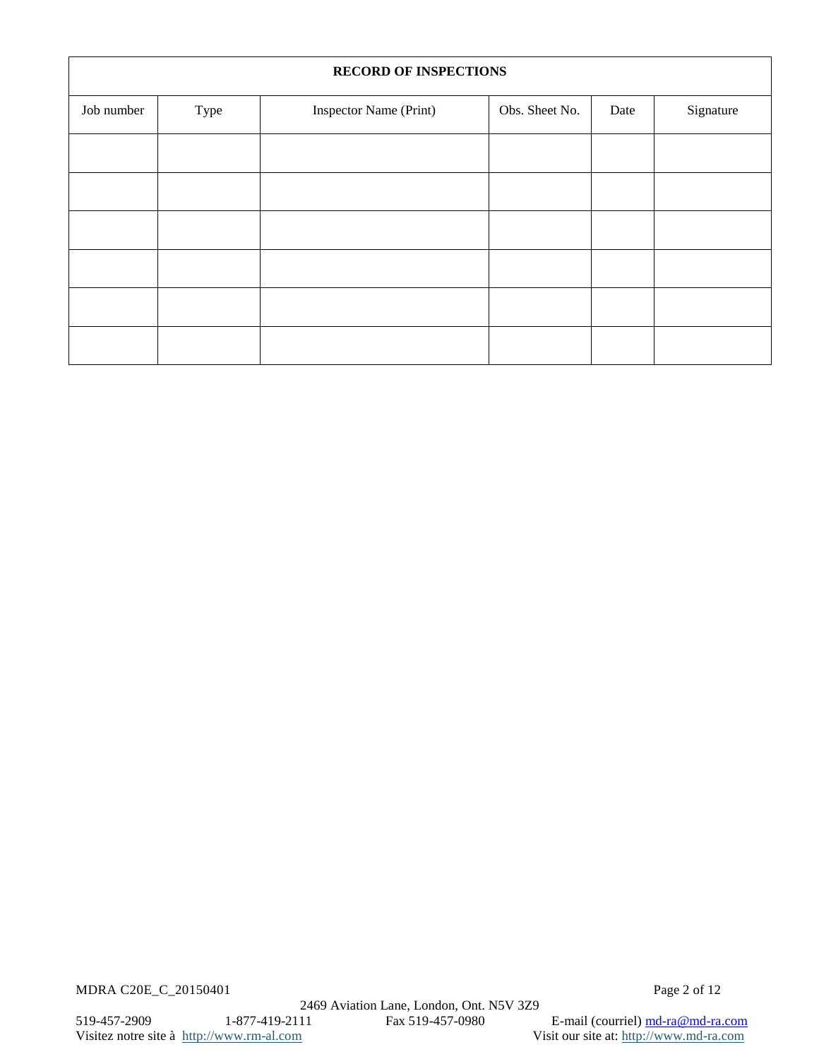**RECORD OF INSPECTIONS**

| Job number | Type | Inspector Name (Print) | Obs. Sheet No. | Date | Signature |
|---|---|---|---|---|---|
| | | | | | |
| | | | | | |
| | | | | | |
| | | | | | |
| | | | | | |
| | | | | | |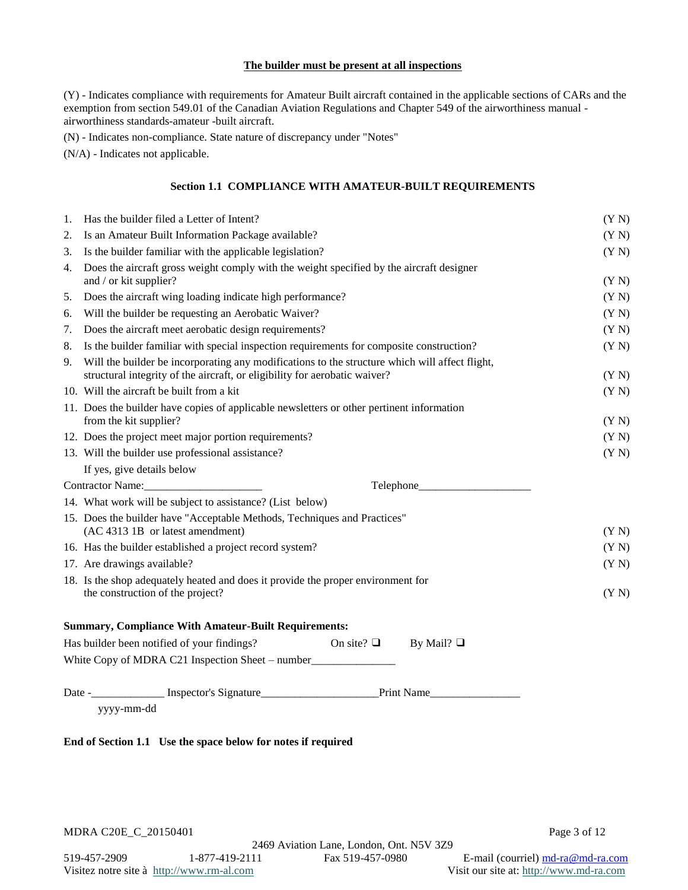**The builder must be present at all inspections**

(Y) - Indicates compliance with requirements for Amateur Built aircraft contained in the applicable sections of CARs and the exemption from section 549.01 of the Canadian Aviation Regulations and Chapter 549 of the airworthiness manual - airworthiness standards-amateur -built aircraft.

(N) - Indicates non-compliance. State nature of discrepancy under "Notes"

(N/A) - Indicates not applicable.

## Section 1.1 COMPLIANCE WITH AMATEUR-BUILT REQUIREMENTS

1. Has the builder filed a Letter of Intent? (Y N)
2. Is an Amateur Built Information Package available? (Y N)
3. Is the builder familiar with the applicable legislation? (Y N)
4. Does the aircraft gross weight comply with the weight specified by the aircraft designer and / or kit supplier? (Y N)
5. Does the aircraft wing loading indicate high performance? (Y N)
6. Will the builder be requesting an Aerobatic Waiver? (Y N)
7. Does the aircraft meet aerobatic design requirements? (Y N)
8. Is the builder familiar with special inspection requirements for composite construction? (Y N)
9. Will the builder be incorporating any modifications to the structure which will affect flight, structural integrity of the aircraft, or eligibility for aerobatic waiver? (Y N)
10. Will the aircraft be built from a kit (Y N)
11. Does the builder have copies of applicable newsletters or other pertinent information from the kit supplier? (Y N)
12. Does the project meet major portion requirements? (Y N)
13. Will the builder use professional assistance? (Y N)

    If yes, give details below

Contractor Name:_____________________ Telephone___________________

14. What work will be subject to assistance? (List below)
15. Does the builder have "Acceptable Methods, Techniques and Practices" (AC 4313 1B or latest amendment) (Y N)
16. Has the builder established a project record system? (Y N)
17. Are drawings available? (Y N)
18. Is the shop adequately heated and does it provide the proper environment for the construction of the project? (Y N)

**Summary, Compliance With Amateur-Built Requirements:**

Has builder been notified of your findings? On site? ❑ By Mail? ❑

White Copy of MDRA C21 Inspection Sheet – number_______________

Date -_____________ Inspector's Signature____________________Print Name________________
yyyy-mm-dd

**End of Section 1.1 Use the space below for notes if required**

MDRA C20E_C_20150401

2469 Aviation Lane, London, Ont. N5V 3Z9

519-457-2909 1-877-419-2111 Fax 519-457-0980 E-mail (courriel) md-ra@md-ra.com

Visitez notre site à http://www.rm-al.com Visit our site at: http://www.md-ra.com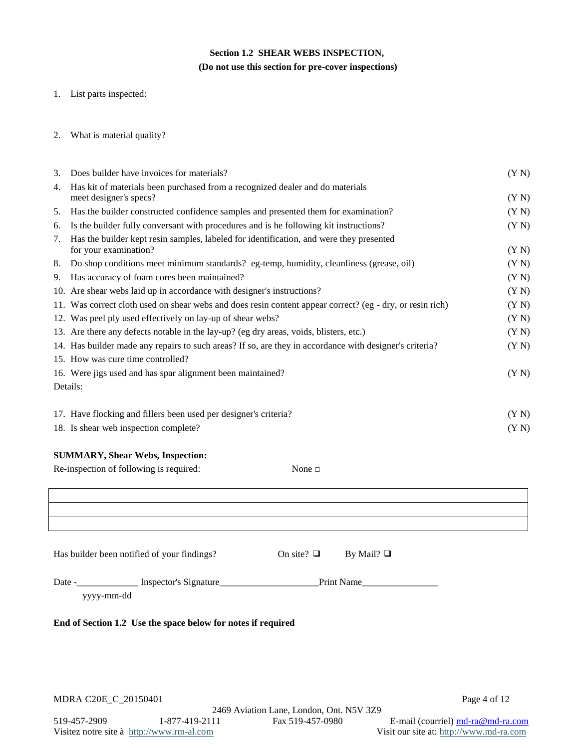**Section 1.2 SHEAR WEBS INSPECTION,**
**(Do not use this section for pre-cover inspections)**

1. List parts inspected:

2. What is material quality?

3. Does builder have invoices for materials? (Y N)
4. Has kit of materials been purchased from a recognized dealer and do materials meet designer's specs? (Y N)
5. Has the builder constructed confidence samples and presented them for examination? (Y N)
6. Is the builder fully conversant with procedures and is he following kit instructions? (Y N)
7. Has the builder kept resin samples, labeled for identification, and were they presented for your examination? (Y N)
8. Do shop conditions meet minimum standards? eg-temp, humidity, cleanliness (grease, oil) (Y N)
9. Has accuracy of foam cores been maintained? (Y N)
10. Are shear webs laid up in accordance with designer's instructions? (Y N)
11. Was correct cloth used on shear webs and does resin content appear correct? (eg - dry, or resin rich) (Y N)
12. Was peel ply used effectively on lay-up of shear webs? (Y N)
13. Are there any defects notable in the lay-up? (eg dry areas, voids, blisters, etc.) (Y N)
14. Has builder made any repairs to such areas? If so, are they in accordance with designer's criteria? (Y N)
15. How was cure time controlled?
16. Were jigs used and has spar alignment been maintained? (Y N)

Details:

17. Have flocking and fillers been used per designer's criteria? (Y N)
18. Is shear web inspection complete? (Y N)

**SUMMARY, Shear Webs, Inspection:**

Re-inspection of following is required: None □

| |
|---|
| |
| |
| |

Has builder been notified of your findings? On site? ❑ By Mail? ❑

Date -_____________ Inspector's Signature____________________Print Name________________
yyyy-mm-dd

**End of Section 1.2 Use the space below for notes if required**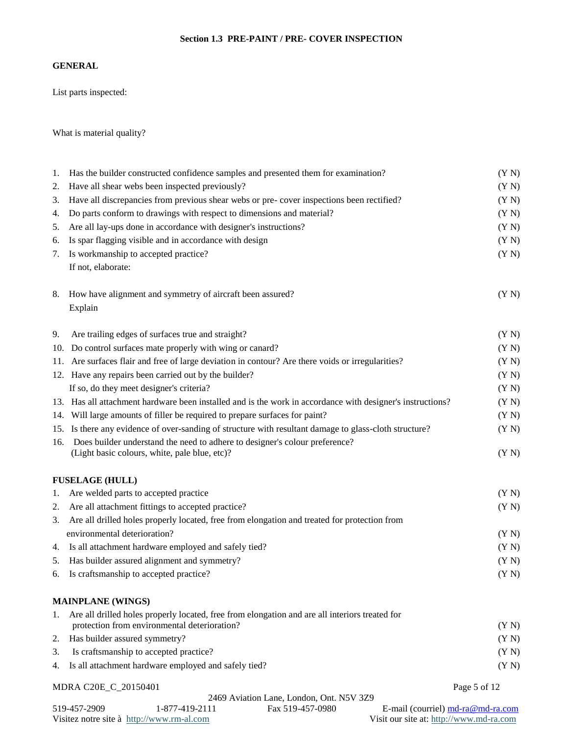### Section 1.3 PRE-PAINT / PRE- COVER INSPECTION

**GENERAL**

List parts inspected:

What is material quality?

1. Has the builder constructed confidence samples and presented them for examination? (Y N)
2. Have all shear webs been inspected previously? (Y N)
3. Have all discrepancies from previous shear webs or pre- cover inspections been rectified? (Y N)
4. Do parts conform to drawings with respect to dimensions and material? (Y N)
5. Are all lay-ups done in accordance with designer's instructions? (Y N)
6. Is spar flagging visible and in accordance with design (Y N)
7. Is workmanship to accepted practice? (Y N)
   If not, elaborate:
8. How have alignment and symmetry of aircraft been assured? (Y N)
   Explain
9. Are trailing edges of surfaces true and straight? (Y N)
10. Do control surfaces mate properly with wing or canard? (Y N)
11. Are surfaces flair and free of large deviation in contour? Are there voids or irregularities? (Y N)
12. Have any repairs been carried out by the builder? (Y N)
    If so, do they meet designer's criteria? (Y N)
13. Has all attachment hardware been installed and is the work in accordance with designer's instructions? (Y N)
14. Will large amounts of filler be required to prepare surfaces for paint? (Y N)
15. Is there any evidence of over-sanding of structure with resultant damage to glass-cloth structure? (Y N)
16. Does builder understand the need to adhere to designer's colour preference? (Light basic colours, white, pale blue, etc)? (Y N)

**FUSELAGE (HULL)**

1. Are welded parts to accepted practice (Y N)
2. Are all attachment fittings to accepted practice? (Y N)
3. Are all drilled holes properly located, free from elongation and treated for protection from environmental deterioration? (Y N)
4. Is all attachment hardware employed and safely tied? (Y N)
5. Has builder assured alignment and symmetry? (Y N)
6. Is craftsmanship to accepted practice? (Y N)

**MAINPLANE (WINGS)**

1. Are all drilled holes properly located, free from elongation and are all interiors treated for protection from environmental deterioration? (Y N)
2. Has builder assured symmetry? (Y N)
3. Is craftsmanship to accepted practice? (Y N)
4. Is all attachment hardware employed and safely tied? (Y N)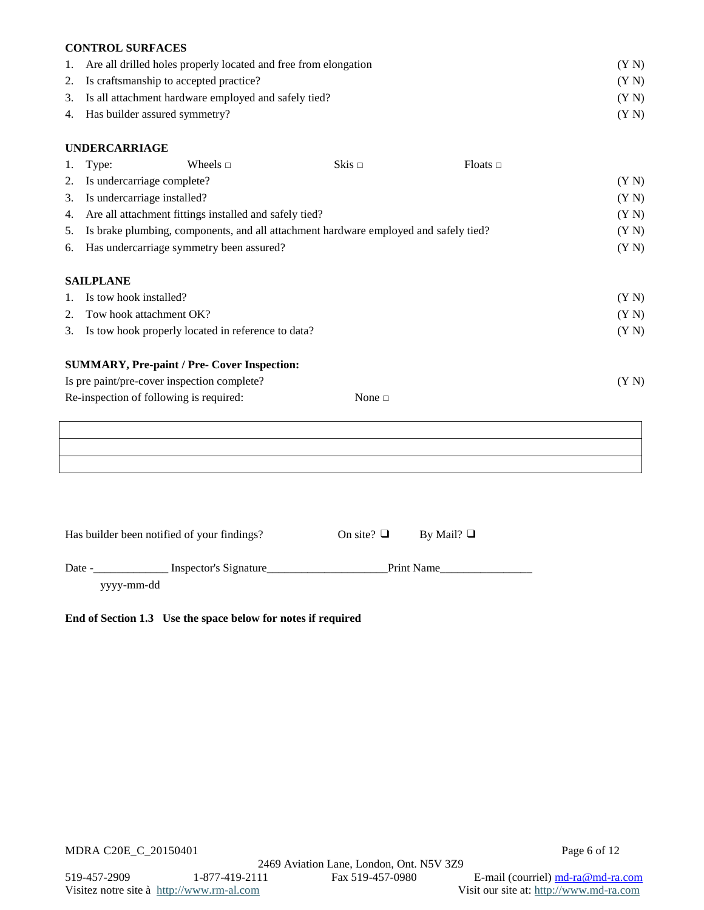**CONTROL SURFACES**

1. Are all drilled holes properly located and free from elongation (Y N)
2. Is craftsmanship to accepted practice? (Y N)
3. Is all attachment hardware employed and safely tied? (Y N)
4. Has builder assured symmetry? (Y N)

**UNDERCARRIAGE**

1. Type: Wheels □ Skis □ Floats □
2. Is undercarriage complete? (Y N)
3. Is undercarriage installed? (Y N)
4. Are all attachment fittings installed and safely tied? (Y N)
5. Is brake plumbing, components, and all attachment hardware employed and safely tied? (Y N)
6. Has undercarriage symmetry been assured? (Y N)

**SAILPLANE**

1. Is tow hook installed? (Y N)
2. Tow hook attachment OK? (Y N)
3. Is tow hook properly located in reference to data? (Y N)

**SUMMARY, Pre-paint / Pre- Cover Inspection:**

Is pre paint/pre-cover inspection complete? (Y N)

Re-inspection of following is required: None □

| |
|---|
| |
| |
| |

Has builder been notified of your findings? On site? ❑ By Mail? ❑

Date -_____________ Inspector's Signature_____________________Print Name________________
yyyy-mm-dd

**End of Section 1.3 Use the space below for notes if required**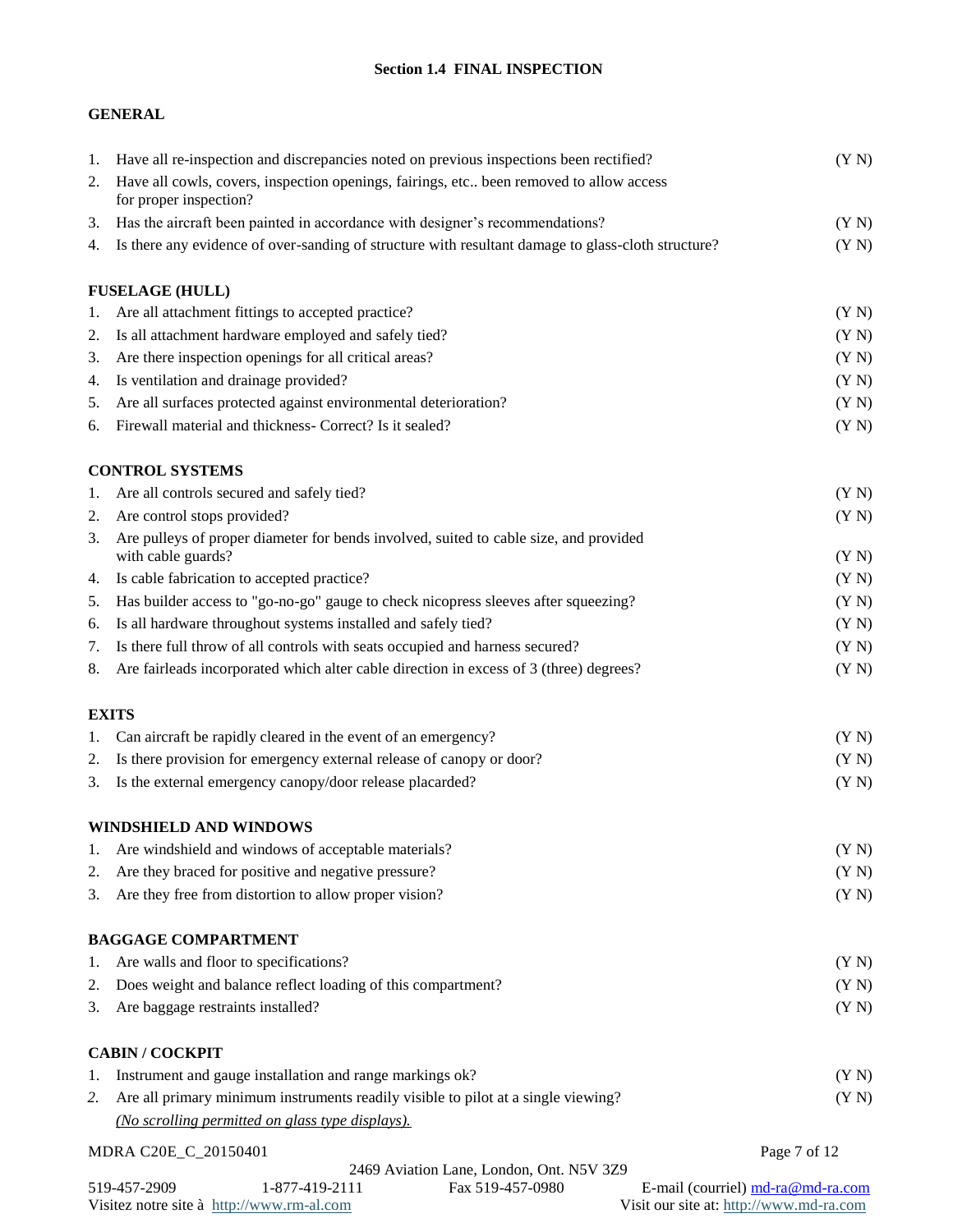## Section 1.4 FINAL INSPECTION

### GENERAL

1. Have all re-inspection and discrepancies noted on previous inspections been rectified? (Y N)
2. Have all cowls, covers, inspection openings, fairings, etc.. been removed to allow access for proper inspection?
3. Has the aircraft been painted in accordance with designer's recommendations? (Y N)
4. Is there any evidence of over-sanding of structure with resultant damage to glass-cloth structure? (Y N)

### FUSELAGE (HULL)

1. Are all attachment fittings to accepted practice? (Y N)
2. Is all attachment hardware employed and safely tied? (Y N)
3. Are there inspection openings for all critical areas? (Y N)
4. Is ventilation and drainage provided? (Y N)
5. Are all surfaces protected against environmental deterioration? (Y N)
6. Firewall material and thickness- Correct? Is it sealed? (Y N)

### CONTROL SYSTEMS

1. Are all controls secured and safely tied? (Y N)
2. Are control stops provided? (Y N)
3. Are pulleys of proper diameter for bends involved, suited to cable size, and provided with cable guards? (Y N)
4. Is cable fabrication to accepted practice? (Y N)
5. Has builder access to "go-no-go" gauge to check nicopress sleeves after squeezing? (Y N)
6. Is all hardware throughout systems installed and safely tied? (Y N)
7. Is there full throw of all controls with seats occupied and harness secured? (Y N)
8. Are fairleads incorporated which alter cable direction in excess of 3 (three) degrees? (Y N)

### EXITS

1. Can aircraft be rapidly cleared in the event of an emergency? (Y N)
2. Is there provision for emergency external release of canopy or door? (Y N)
3. Is the external emergency canopy/door release placarded? (Y N)

### WINDSHIELD AND WINDOWS

1. Are windshield and windows of acceptable materials? (Y N)
2. Are they braced for positive and negative pressure? (Y N)
3. Are they free from distortion to allow proper vision? (Y N)

### BAGGAGE COMPARTMENT

1. Are walls and floor to specifications? (Y N)
2. Does weight and balance reflect loading of this compartment? (Y N)
3. Are baggage restraints installed? (Y N)

### CABIN / COCKPIT

1. Instrument and gauge installation and range markings ok? (Y N)
2. Are all primary minimum instruments readily visible to pilot at a single viewing? (Y N)
   *(No scrolling permitted on glass type displays).*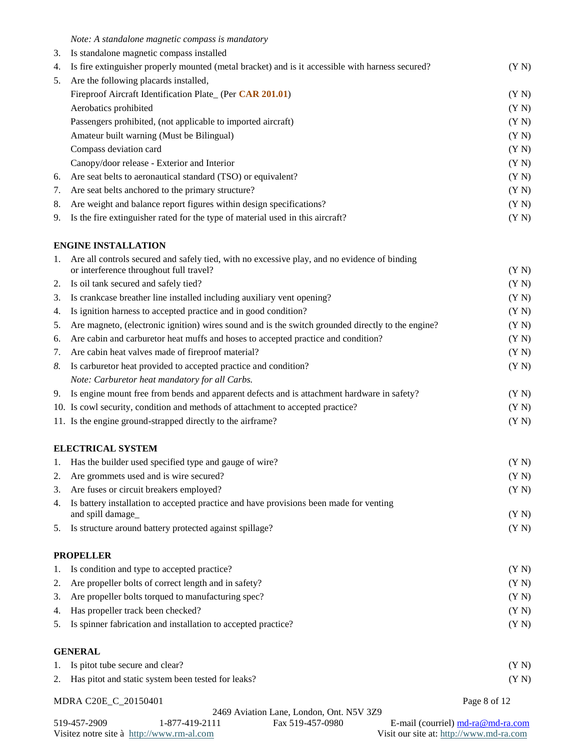*Note: A standalone magnetic compass is mandatory*

3. Is standalone magnetic compass installed
4. Is fire extinguisher properly mounted (metal bracket) and is it accessible with harness secured? (Y N)
5. Are the following placards installed,

   Fireproof Aircraft Identification Plate_ (Per **CAR 201.01**) (Y N)

   Aerobatics prohibited (Y N)

   Passengers prohibited, (not applicable to imported aircraft) (Y N)

   Amateur built warning (Must be Bilingual) (Y N)

   Compass deviation card (Y N)

   Canopy/door release - Exterior and Interior (Y N)
6. Are seat belts to aeronautical standard (TSO) or equivalent? (Y N)
7. Are seat belts anchored to the primary structure? (Y N)
8. Are weight and balance report figures within design specifications? (Y N)
9. Is the fire extinguisher rated for the type of material used in this aircraft? (Y N)

**ENGINE INSTALLATION**

1. Are all controls secured and safely tied, with no excessive play, and no evidence of binding or interference throughout full travel? (Y N)
2. Is oil tank secured and safely tied? (Y N)
3. Is crankcase breather line installed including auxiliary vent opening? (Y N)
4. Is ignition harness to accepted practice and in good condition? (Y N)
5. Are magneto, (electronic ignition) wires sound and is the switch grounded directly to the engine? (Y N)
6. Are cabin and carburetor heat muffs and hoses to accepted practice and condition? (Y N)
7. Are cabin heat valves made of fireproof material? (Y N)
8. Is carburetor heat provided to accepted practice and condition? (Y N)

   *Note: Carburetor heat mandatory for all Carbs.*
9. Is engine mount free from bends and apparent defects and is attachment hardware in safety? (Y N)
10. Is cowl security, condition and methods of attachment to accepted practice? (Y N)
11. Is the engine ground-strapped directly to the airframe? (Y N)

**ELECTRICAL SYSTEM**

1. Has the builder used specified type and gauge of wire? (Y N)
2. Are grommets used and is wire secured? (Y N)
3. Are fuses or circuit breakers employed? (Y N)
4. Is battery installation to accepted practice and have provisions been made for venting and spill damage_ (Y N)
5. Is structure around battery protected against spillage? (Y N)

**PROPELLER**

1. Is condition and type to accepted practice? (Y N)
2. Are propeller bolts of correct length and in safety? (Y N)
3. Are propeller bolts torqued to manufacturing spec? (Y N)
4. Has propeller track been checked? (Y N)
5. Is spinner fabrication and installation to accepted practice? (Y N)

**GENERAL**

1. Is pitot tube secure and clear? (Y N)
2. Has pitot and static system been tested for leaks? (Y N)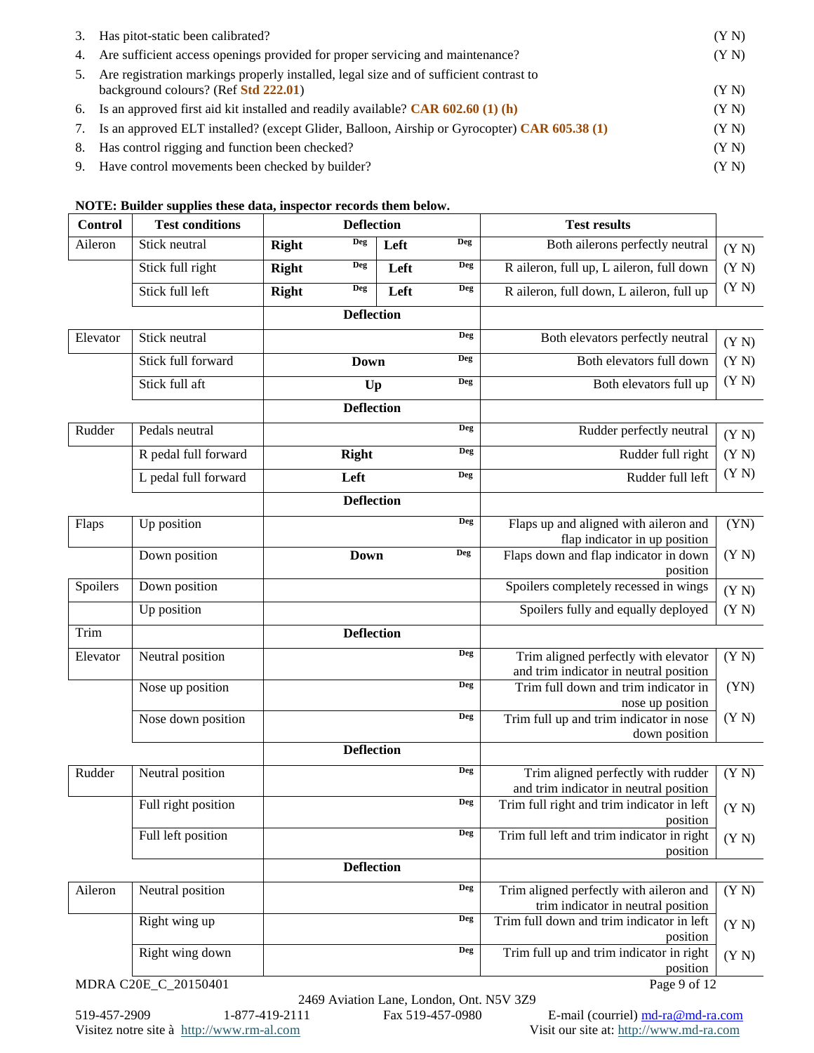3. Has pitot-static been calibrated? (Y N)
4. Are sufficient access openings provided for proper servicing and maintenance? (Y N)
5. Are registration markings properly installed, legal size and of sufficient contrast to background colours? (Ref **Std 222.01**) (Y N)
6. Is an approved first aid kit installed and readily available? **CAR 602.60 (1) (h)** (Y N)
7. Is an approved ELT installed? (except Glider, Balloon, Airship or Gyrocopter) **CAR 605.38 (1)** (Y N)
8. Has control rigging and function been checked? (Y N)
9. Have control movements been checked by builder? (Y N)

**NOTE: Builder supplies these data, inspector records them below.**

| Control | Test conditions | Deflection | | Test results | |
|---|---|---|---|---|---|
| Aileron | Stick neutral | **Right** Deg | **Left** Deg | Both ailerons perfectly neutral | (Y N) |
| | Stick full right | **Right** Deg | **Left** Deg | R aileron, full up, L aileron, full down | (Y N) |
| | Stick full left | **Right** Deg | **Left** Deg | R aileron, full down, L aileron, full up | (Y N) |
| | | **Deflection** | | | |
| Elevator | Stick neutral | Deg | | Both elevators perfectly neutral | (Y N) |
| | Stick full forward | **Down** Deg | | Both elevators full down | (Y N) |
| | Stick full aft | **Up** Deg | | Both elevators full up | (Y N) |
| | | **Deflection** | | | |
| Rudder | Pedals neutral | Deg | | Rudder perfectly neutral | (Y N) |
| | R pedal full forward | **Right** Deg | | Rudder full right | (Y N) |
| | L pedal full forward | **Left** Deg | | Rudder full left | (Y N) |
| | | **Deflection** | | | |
| Flaps | Up position | Deg | | Flaps up and aligned with aileron and flap indicator in up position | (YN) |
| | Down position | **Down** Deg | | Flaps down and flap indicator in down position | (Y N) |
| Spoilers | Down position | | | Spoilers completely recessed in wings | (Y N) |
| | Up position | | | Spoilers fully and equally deployed | (Y N) |
| Trim | | **Deflection** | | | |
| Elevator | Neutral position | Deg | | Trim aligned perfectly with elevator and trim indicator in neutral position | (Y N) |
| | Nose up position | Deg | | Trim full down and trim indicator in nose up position | (YN) |
| | Nose down position | Deg | | Trim full up and trim indicator in nose down position | (Y N) |
| | | **Deflection** | | | |
| Rudder | Neutral position | Deg | | Trim aligned perfectly with rudder and trim indicator in neutral position | (Y N) |
| | Full right position | Deg | | Trim full right and trim indicator in left position | (Y N) |
| | Full left position | Deg | | Trim full left and trim indicator in right position | (Y N) |
| | | **Deflection** | | | |
| Aileron | Neutral position | Deg | | Trim aligned perfectly with aileron and trim indicator in neutral position | (Y N) |
| | Right wing up | Deg | | Trim full down and trim indicator in left position | (Y N) |
| | Right wing down | Deg | | Trim full up and trim indicator in right position | (Y N) |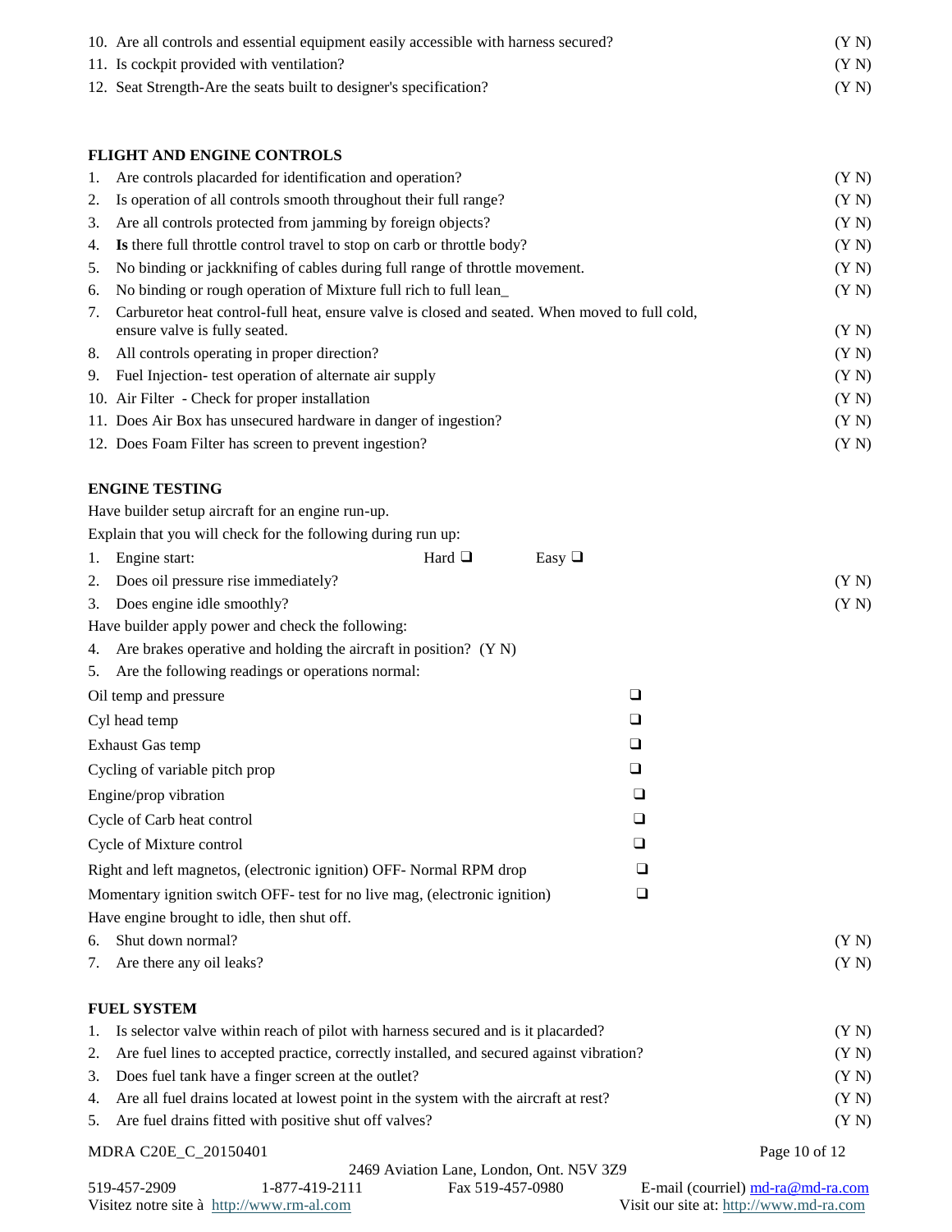10. Are all controls and essential equipment easily accessible with harness secured? (Y N)
11. Is cockpit provided with ventilation? (Y N)
12. Seat Strength-Are the seats built to designer's specification? (Y N)

**FLIGHT AND ENGINE CONTROLS**

1. Are controls placarded for identification and operation? (Y N)
2. Is operation of all controls smooth throughout their full range? (Y N)
3. Are all controls protected from jamming by foreign objects? (Y N)
4. **Is** there full throttle control travel to stop on carb or throttle body? (Y N)
5. No binding or jackknifing of cables during full range of throttle movement. (Y N)
6. No binding or rough operation of Mixture full rich to full lean_ (Y N)
7. Carburetor heat control-full heat, ensure valve is closed and seated. When moved to full cold, ensure valve is fully seated. (Y N)
8. All controls operating in proper direction? (Y N)
9. Fuel Injection- test operation of alternate air supply (Y N)
10. Air Filter - Check for proper installation (Y N)
11. Does Air Box has unsecured hardware in danger of ingestion? (Y N)
12. Does Foam Filter has screen to prevent ingestion? (Y N)

**ENGINE TESTING**

Have builder setup aircraft for an engine run-up.

Explain that you will check for the following during run up:

1. Engine start: Hard ❑ Easy ❑
2. Does oil pressure rise immediately? (Y N)
3. Does engine idle smoothly? (Y N)

Have builder apply power and check the following:

4. Are brakes operative and holding the aircraft in position? (Y N)
5. Are the following readings or operations normal:

Oil temp and pressure ❑

Cyl head temp ❑

Exhaust Gas temp ❑

Cycling of variable pitch prop ❑

Engine/prop vibration ❑

Cycle of Carb heat control ❑

Cycle of Mixture control ❑

Right and left magnetos, (electronic ignition) OFF- Normal RPM drop ❑

Momentary ignition switch OFF- test for no live mag, (electronic ignition) ❑

Have engine brought to idle, then shut off.

6. Shut down normal? (Y N)
7. Are there any oil leaks? (Y N)

**FUEL SYSTEM**

1. Is selector valve within reach of pilot with harness secured and is it placarded? (Y N)
2. Are fuel lines to accepted practice, correctly installed, and secured against vibration? (Y N)
3. Does fuel tank have a finger screen at the outlet? (Y N)
4. Are all fuel drains located at lowest point in the system with the aircraft at rest? (Y N)
5. Are fuel drains fitted with positive shut off valves? (Y N)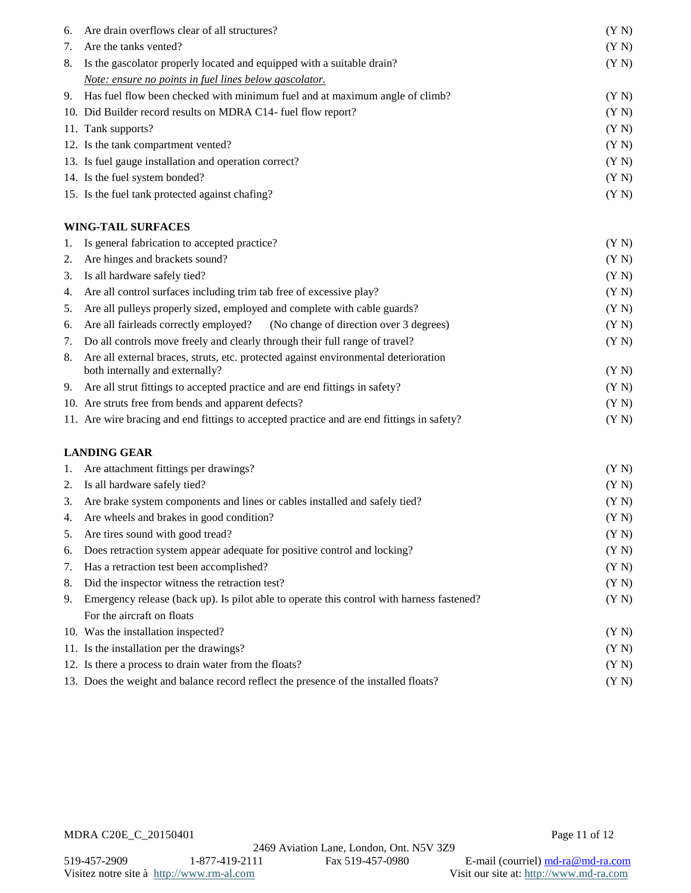6. Are drain overflows clear of all structures? (Y N)
7. Are the tanks vented? (Y N)
8. Is the gascolator properly located and equipped with a suitable drain? (Y N)
   *Note: ensure no points in fuel lines below gascolator.*
9. Has fuel flow been checked with minimum fuel and at maximum angle of climb? (Y N)
10. Did Builder record results on MDRA C14- fuel flow report? (Y N)
11. Tank supports? (Y N)
12. Is the tank compartment vented? (Y N)
13. Is fuel gauge installation and operation correct? (Y N)
14. Is the fuel system bonded? (Y N)
15. Is the fuel tank protected against chafing? (Y N)

**WING-TAIL SURFACES**

1. Is general fabrication to accepted practice? (Y N)
2. Are hinges and brackets sound? (Y N)
3. Is all hardware safely tied? (Y N)
4. Are all control surfaces including trim tab free of excessive play? (Y N)
5. Are all pulleys properly sized, employed and complete with cable guards? (Y N)
6. Are all fairleads correctly employed? (No change of direction over 3 degrees) (Y N)
7. Do all controls move freely and clearly through their full range of travel? (Y N)
8. Are all external braces, struts, etc. protected against environmental deterioration both internally and externally? (Y N)
9. Are all strut fittings to accepted practice and are end fittings in safety? (Y N)
10. Are struts free from bends and apparent defects? (Y N)
11. Are wire bracing and end fittings to accepted practice and are end fittings in safety? (Y N)

**LANDING GEAR**

1. Are attachment fittings per drawings? (Y N)
2. Is all hardware safely tied? (Y N)
3. Are brake system components and lines or cables installed and safely tied? (Y N)
4. Are wheels and brakes in good condition? (Y N)
5. Are tires sound with good tread? (Y N)
6. Does retraction system appear adequate for positive control and locking? (Y N)
7. Has a retraction test been accomplished? (Y N)
8. Did the inspector witness the retraction test? (Y N)
9. Emergency release (back up). Is pilot able to operate this control with harness fastened? (Y N)
   For the aircraft on floats
10. Was the installation inspected? (Y N)
11. Is the installation per the drawings? (Y N)
12. Is there a process to drain water from the floats? (Y N)
13. Does the weight and balance record reflect the presence of the installed floats? (Y N)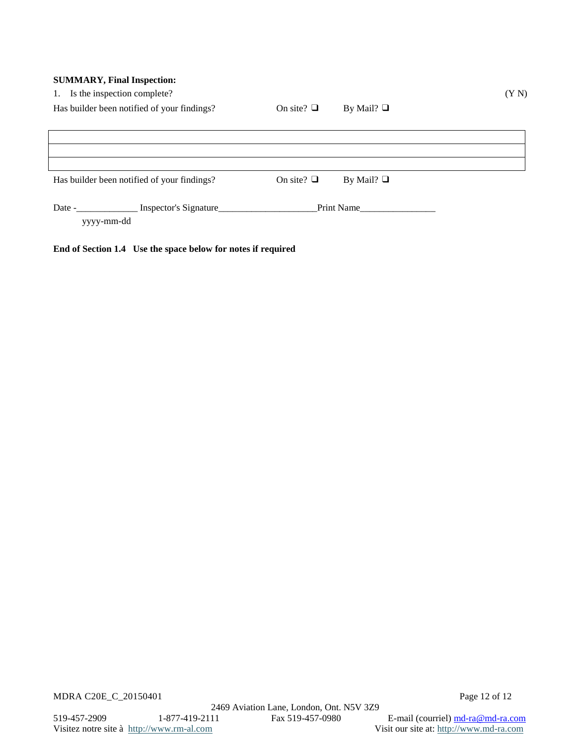**SUMMARY, Final Inspection:**

1. Is the inspection complete? (Y N)

Has builder been notified of your findings? On site? ❑ By Mail? ❑

| |
|---|
| |
| |
| |

Has builder been notified of your findings? On site? ❑ By Mail? ❑

Date -_____________ Inspector's Signature_____________________Print Name________________
yyyy-mm-dd

**End of Section 1.4 Use the space below for notes if required**

MDRA C20E_C_20150401

2469 Aviation Lane, London, Ont. N5V 3Z9

519-457-2909 1-877-419-2111 Fax 519-457-0980 E-mail (courriel) md-ra@md-ra.com

Visitez notre site à http://www.rm-al.com Visit our site at: http://www.md-ra.com